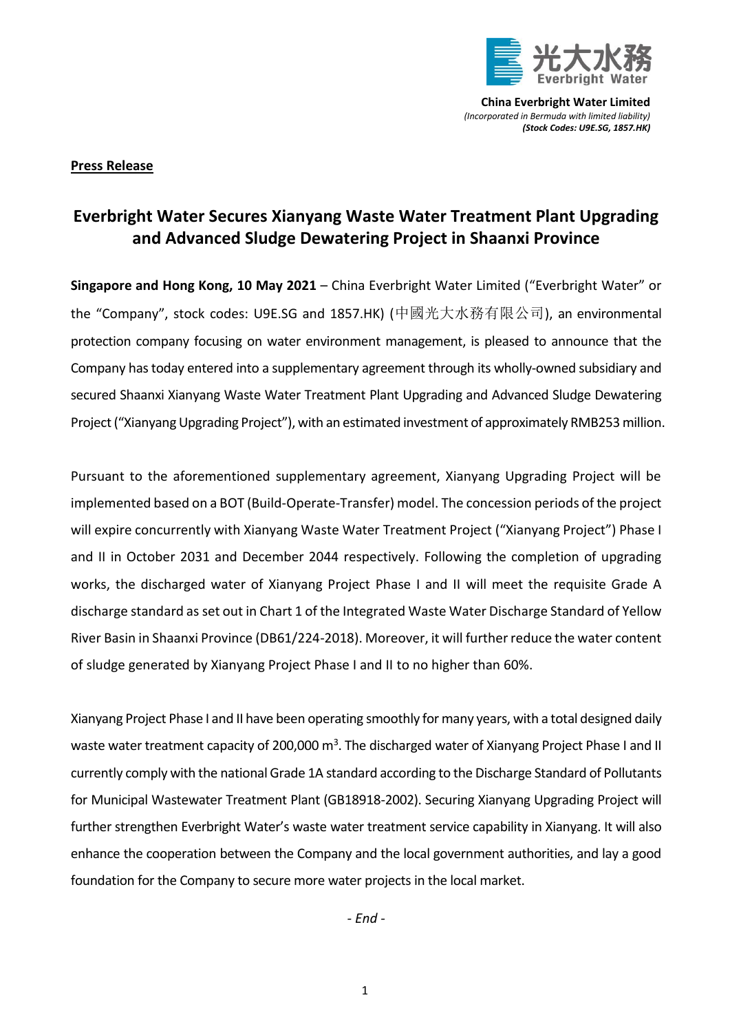光大水務
Everbright Water

**China Everbright Water Limited**
*(Incorporated in Bermuda with limited liability)*
***(Stock Codes: U9E.SG, 1857.HK)***

**Press Release**

# Everbright Water Secures Xianyang Waste Water Treatment Plant Upgrading and Advanced Sludge Dewatering Project in Shaanxi Province

**Singapore and Hong Kong, 10 May 2021** – China Everbright Water Limited ("Everbright Water" or the "Company", stock codes: U9E.SG and 1857.HK) (中國光大水務有限公司), an environmental protection company focusing on water environment management, is pleased to announce that the Company has today entered into a supplementary agreement through its wholly-owned subsidiary and secured Shaanxi Xianyang Waste Water Treatment Plant Upgrading and Advanced Sludge Dewatering Project ("Xianyang Upgrading Project"), with an estimated investment of approximately RMB253 million.

Pursuant to the aforementioned supplementary agreement, Xianyang Upgrading Project will be implemented based on a BOT (Build-Operate-Transfer) model. The concession periods of the project will expire concurrently with Xianyang Waste Water Treatment Project ("Xianyang Project") Phase I and II in October 2031 and December 2044 respectively. Following the completion of upgrading works, the discharged water of Xianyang Project Phase I and II will meet the requisite Grade A discharge standard as set out in Chart 1 of the Integrated Waste Water Discharge Standard of Yellow River Basin in Shaanxi Province (DB61/224-2018). Moreover, it will further reduce the water content of sludge generated by Xianyang Project Phase I and II to no higher than 60%.

Xianyang Project Phase I and II have been operating smoothly for many years, with a total designed daily waste water treatment capacity of 200,000 $m^3$. The discharged water of Xianyang Project Phase I and II currently comply with the national Grade 1A standard according to the Discharge Standard of Pollutants for Municipal Wastewater Treatment Plant (GB18918-2002). Securing Xianyang Upgrading Project will further strengthen Everbright Water's waste water treatment service capability in Xianyang. It will also enhance the cooperation between the Company and the local government authorities, and lay a good foundation for the Company to secure more water projects in the local market.

*- End -*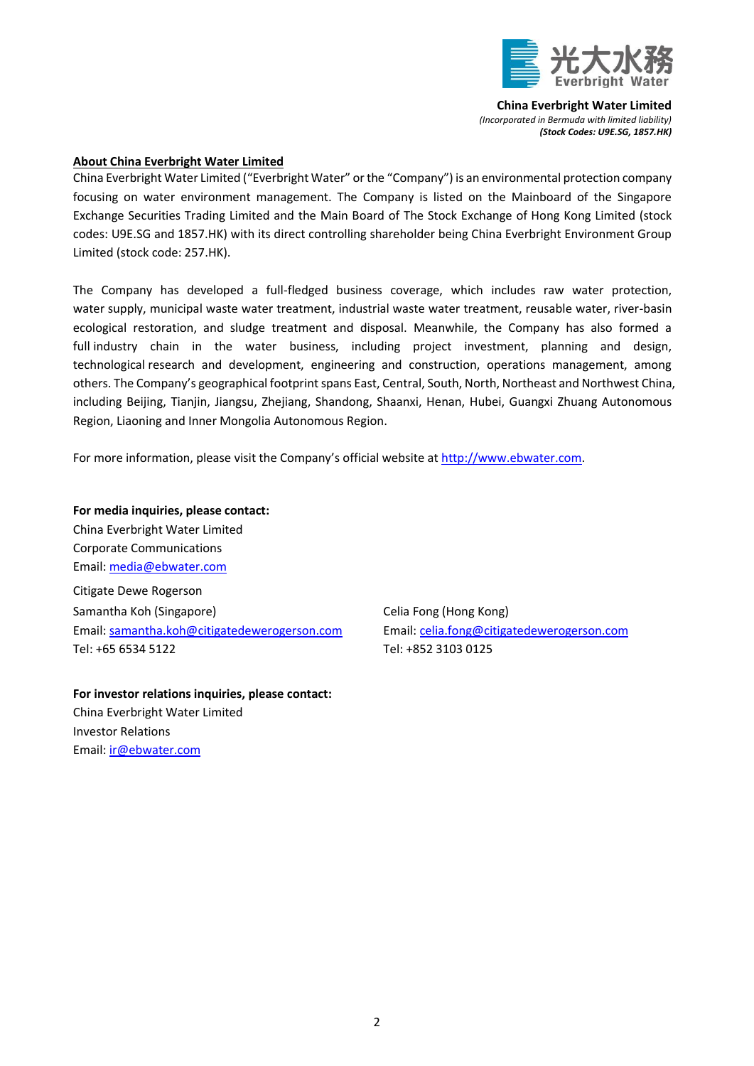**China Everbright Water Limited**
*(Incorporated in Bermuda with limited liability)*
***(Stock Codes: U9E.SG, 1857.HK)***

## About China Everbright Water Limited

China Everbright Water Limited ("Everbright Water" or the "Company") is an environmental protection company focusing on water environment management. The Company is listed on the Mainboard of the Singapore Exchange Securities Trading Limited and the Main Board of The Stock Exchange of Hong Kong Limited (stock codes: U9E.SG and 1857.HK) with its direct controlling shareholder being China Everbright Environment Group Limited (stock code: 257.HK).

The Company has developed a full-fledged business coverage, which includes raw water protection, water supply, municipal waste water treatment, industrial waste water treatment, reusable water, river-basin ecological restoration, and sludge treatment and disposal. Meanwhile, the Company has also formed a full industry chain in the water business, including project investment, planning and design, technological research and development, engineering and construction, operations management, among others. The Company's geographical footprint spans East, Central, South, North, Northeast and Northwest China, including Beijing, Tianjin, Jiangsu, Zhejiang, Shandong, Shaanxi, Henan, Hubei, Guangxi Zhuang Autonomous Region, Liaoning and Inner Mongolia Autonomous Region.

For more information, please visit the Company's official website at http://www.ebwater.com.

**For media inquiries, please contact:**
China Everbright Water Limited
Corporate Communications
Email: media@ebwater.com

Citigate Dewe Rogerson
Samantha Koh (Singapore)
Email: samantha.koh@citigatedewerogerson.com
Tel: +65 6534 5122

Celia Fong (Hong Kong)
Email: celia.fong@citigatedewerogerson.com
Tel: +852 3103 0125

**For investor relations inquiries, please contact:**
China Everbright Water Limited
Investor Relations
Email: ir@ebwater.com